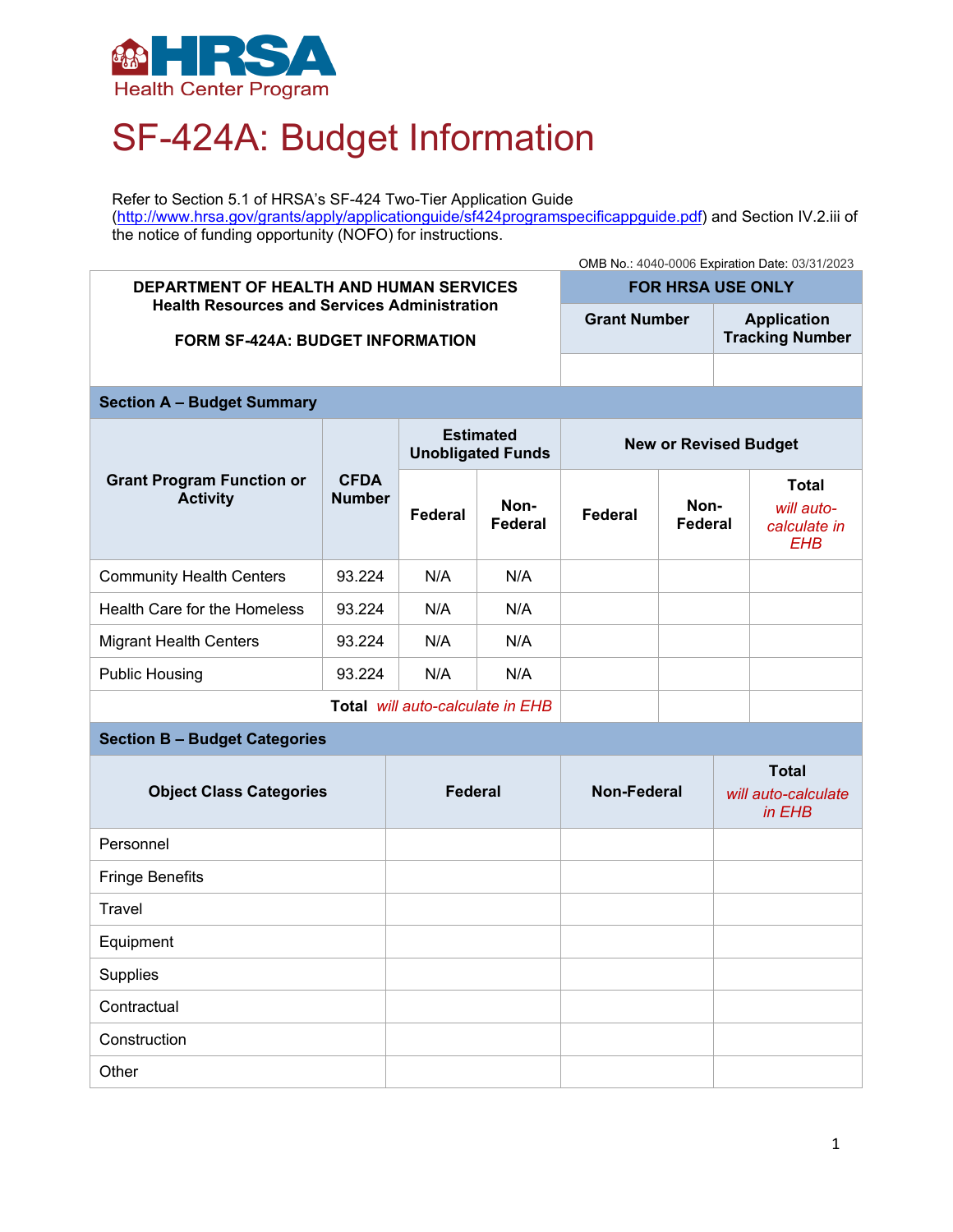HRSA
Health Center Program

# SF-424A: Budget Information

Refer to Section 5.1 of HRSA's SF-424 Two-Tier Application Guide (http://www.hrsa.gov/grants/apply/applicationguide/sf424programspecificappguide.pdf) and Section IV.2.iii of the notice of funding opportunity (NOFO) for instructions.

OMB No.: 4040-0006 Expiration Date: 03/31/2023

| **DEPARTMENT OF HEALTH AND HUMAN SERVICES**<br>**Health Resources and Services Administration**<br><br>**FORM SF-424A: BUDGET INFORMATION** | **FOR HRSA USE ONLY** | |
|---|---|---|
| | **Grant Number** | **Application Tracking Number** |
| | | |

## Section A – Budget Summary

| **Grant Program Function or Activity** | **CFDA Number** | **Estimated Unobligated Funds** | | **New or Revised Budget** | | |
|---|---|---|---|---|---|---|
| | | **Federal** | **Non-Federal** | **Federal** | **Non-Federal** | **Total** *will auto-calculate in EHB* |
| Community Health Centers | 93.224 | N/A | N/A | | | |
| Health Care for the Homeless | 93.224 | N/A | N/A | | | |
| Migrant Health Centers | 93.224 | N/A | N/A | | | |
| Public Housing | 93.224 | N/A | N/A | | | |
| **Total** *will auto-calculate in EHB* | | | | | | |

## Section B – Budget Categories

| **Object Class Categories** | **Federal** | **Non-Federal** | **Total** *will auto-calculate in EHB* |
|---|---|---|---|
| Personnel | | | |
| Fringe Benefits | | | |
| Travel | | | |
| Equipment | | | |
| Supplies | | | |
| Contractual | | | |
| Construction | | | |
| Other | | | |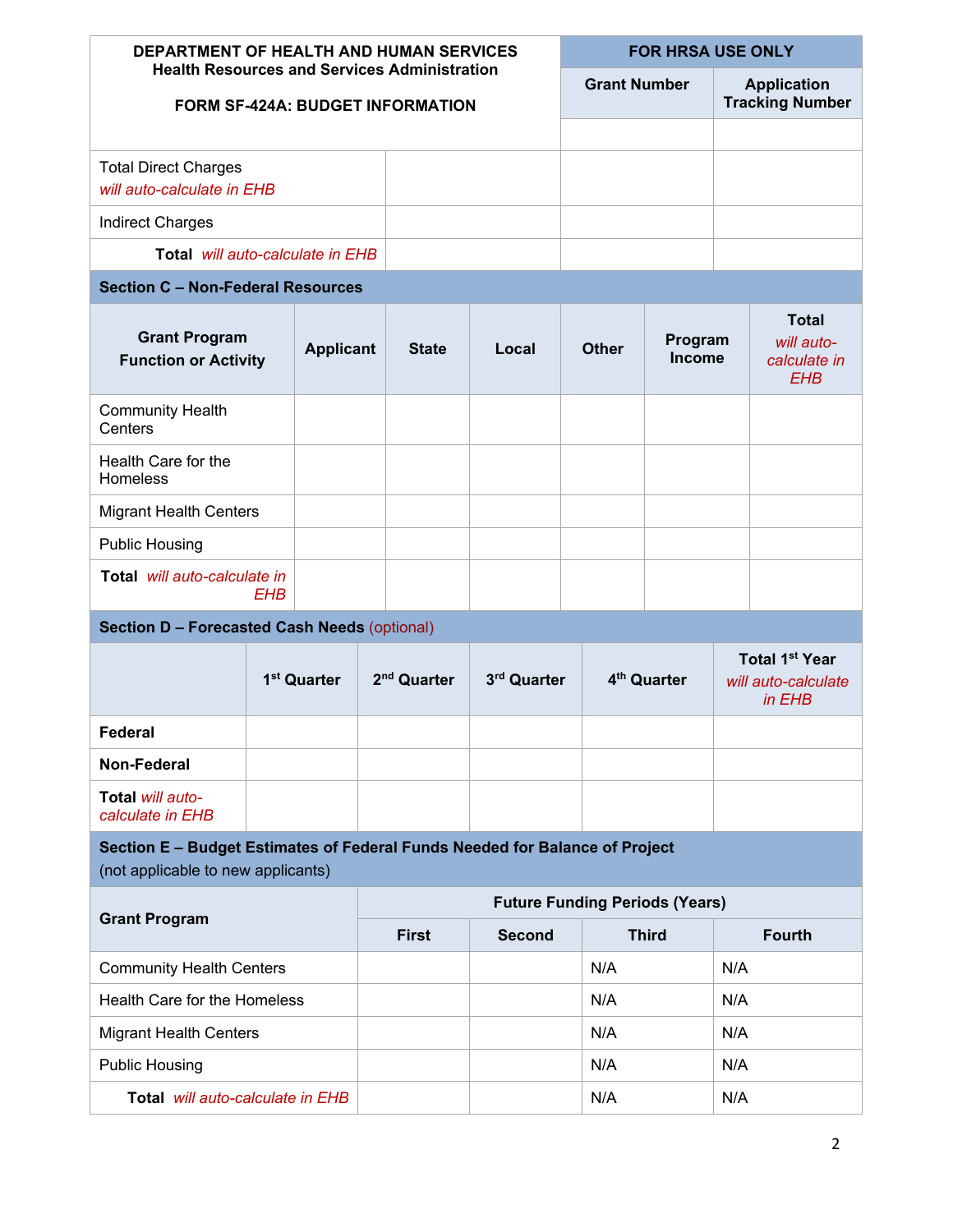| DEPARTMENT OF HEALTH AND HUMAN SERVICES<br>Health Resources and Services Administration<br><br>FORM SF-424A: BUDGET INFORMATION | | FOR HRSA USE ONLY | |
|---|---|---|---|
| | | **Grant Number** | **Application Tracking Number** |
| | | | |
| Total Direct Charges<br>*will auto-calculate in EHB* | | | |
| Indirect Charges | | | |
| **Total** *will auto-calculate in EHB* | | | |

**Section C – Non-Federal Resources**

| Grant Program Function or Activity | Applicant | State | Local | Other | Program Income | Total *will auto-calculate in EHB* |
|---|---|---|---|---|---|---|
| Community Health Centers | | | | | | |
| Health Care for the Homeless | | | | | | |
| Migrant Health Centers | | | | | | |
| Public Housing | | | | | | |
| **Total** *will auto-calculate in EHB* | | | | | | |

**Section D – Forecasted Cash Needs** (optional)

| | 1st Quarter | 2nd Quarter | 3rd Quarter | 4th Quarter | Total 1st Year *will auto-calculate in EHB* |
|---|---|---|---|---|---|
| **Federal** | | | | | |
| **Non-Federal** | | | | | |
| **Total** *will auto-calculate in EHB* | | | | | |

**Section E – Budget Estimates of Federal Funds Needed for Balance of Project**
(not applicable to new applicants)

| Grant Program | Future Funding Periods (Years) | | | |
|---|---|---|---|---|
| | **First** | **Second** | **Third** | **Fourth** |
| Community Health Centers | | | N/A | N/A |
| Health Care for the Homeless | | | N/A | N/A |
| Migrant Health Centers | | | N/A | N/A |
| Public Housing | | | N/A | N/A |
| **Total** *will auto-calculate in EHB* | | | N/A | N/A |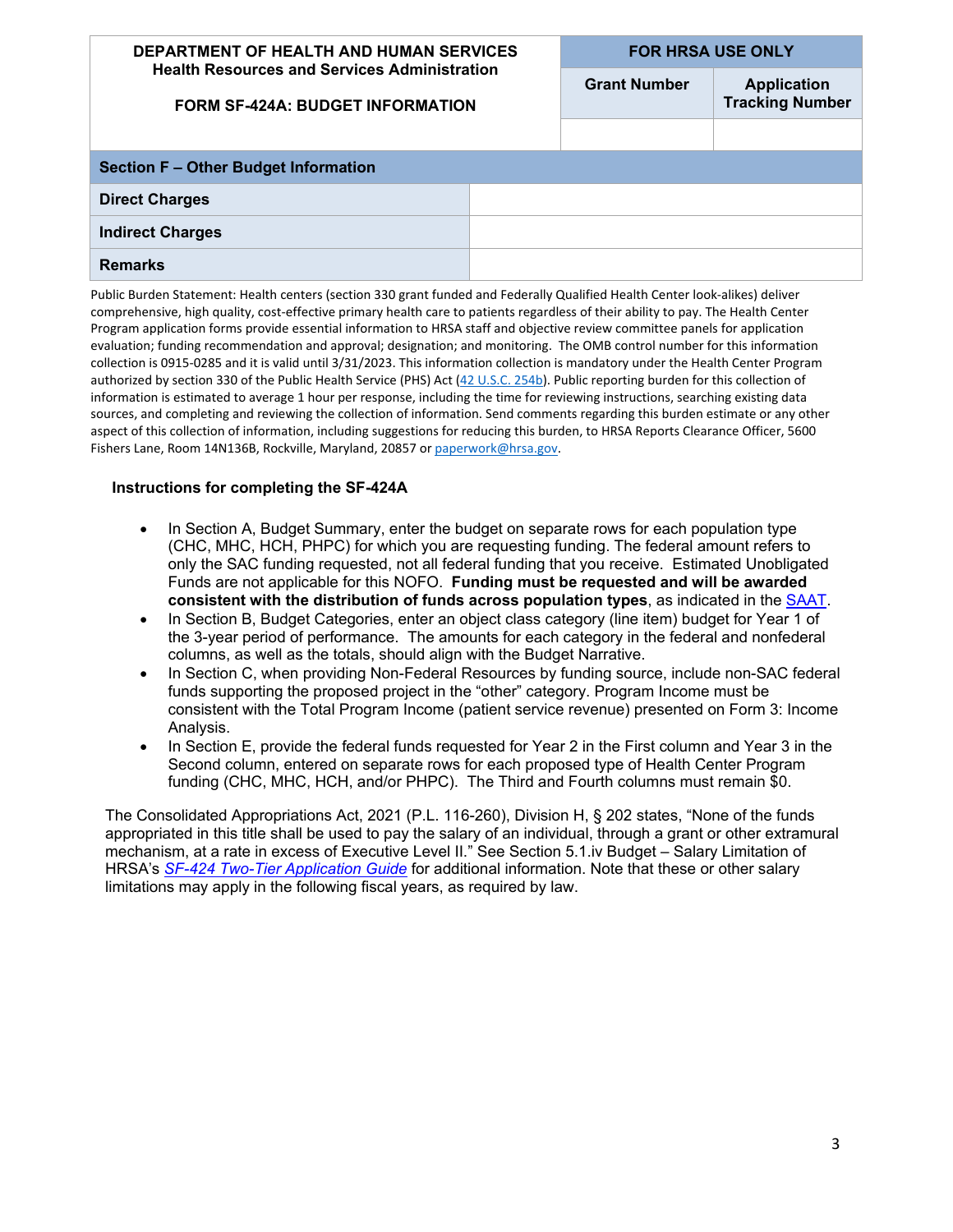| DEPARTMENT OF HEALTH AND HUMAN SERVICES<br>Health Resources and Services Administration<br><br>FORM SF-424A: BUDGET INFORMATION | FOR HRSA USE ONLY | |
|---|---|---|
| | Grant Number | Application Tracking Number |
| | | |

| Section F – Other Budget Information | |
|---|---|
| **Direct Charges** | |
| **Indirect Charges** | |
| **Remarks** | |

Public Burden Statement: Health centers (section 330 grant funded and Federally Qualified Health Center look-alikes) deliver comprehensive, high quality, cost-effective primary health care to patients regardless of their ability to pay. The Health Center Program application forms provide essential information to HRSA staff and objective review committee panels for application evaluation; funding recommendation and approval; designation; and monitoring. The OMB control number for this information collection is 0915-0285 and it is valid until 3/31/2023. This information collection is mandatory under the Health Center Program authorized by section 330 of the Public Health Service (PHS) Act (42 U.S.C. 254b). Public reporting burden for this collection of information is estimated to average 1 hour per response, including the time for reviewing instructions, searching existing data sources, and completing and reviewing the collection of information. Send comments regarding this burden estimate or any other aspect of this collection of information, including suggestions for reducing this burden, to HRSA Reports Clearance Officer, 5600 Fishers Lane, Room 14N136B, Rockville, Maryland, 20857 or paperwork@hrsa.gov.

### Instructions for completing the SF-424A

- In Section A, Budget Summary, enter the budget on separate rows for each population type (CHC, MHC, HCH, PHPC) for which you are requesting funding. The federal amount refers to only the SAC funding requested, not all federal funding that you receive. Estimated Unobligated Funds are not applicable for this NOFO. **Funding must be requested and will be awarded consistent with the distribution of funds across population types**, as indicated in the SAAT.
- In Section B, Budget Categories, enter an object class category (line item) budget for Year 1 of the 3-year period of performance. The amounts for each category in the federal and nonfederal columns, as well as the totals, should align with the Budget Narrative.
- In Section C, when providing Non-Federal Resources by funding source, include non-SAC federal funds supporting the proposed project in the "other" category. Program Income must be consistent with the Total Program Income (patient service revenue) presented on Form 3: Income Analysis.
- In Section E, provide the federal funds requested for Year 2 in the First column and Year 3 in the Second column, entered on separate rows for each proposed type of Health Center Program funding (CHC, MHC, HCH, and/or PHPC). The Third and Fourth columns must remain $0.

The Consolidated Appropriations Act, 2021 (P.L. 116-260), Division H, § 202 states, "None of the funds appropriated in this title shall be used to pay the salary of an individual, through a grant or other extramural mechanism, at a rate in excess of Executive Level II." See Section 5.1.iv Budget – Salary Limitation of HRSA's *SF-424 Two-Tier Application Guide* for additional information. Note that these or other salary limitations may apply in the following fiscal years, as required by law.